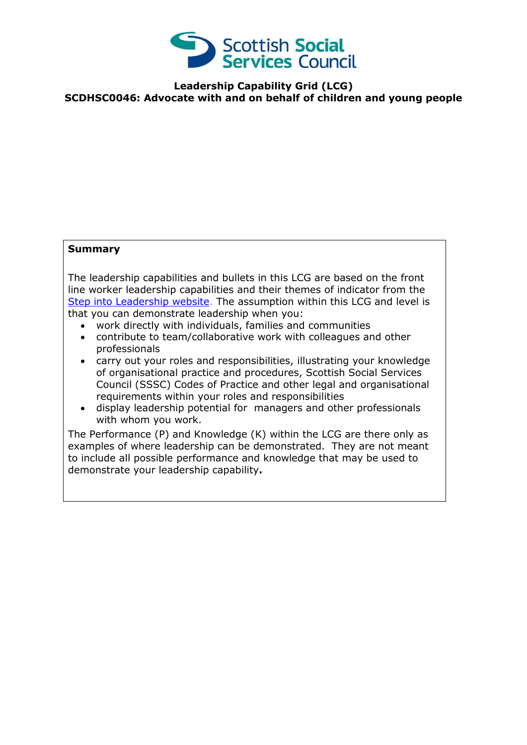Scottish Social Services Council

# Leadership Capability Grid (LCG)
## SCDHSC0046: Advocate with and on behalf of children and young people

**Summary**

The leadership capabilities and bullets in this LCG are based on the front line worker leadership capabilities and their themes of indicator from the [Step into Leadership website](). The assumption within this LCG and level is that you can demonstrate leadership when you:

- work directly with individuals, families and communities
- contribute to team/collaborative work with colleagues and other professionals
- carry out your roles and responsibilities, illustrating your knowledge of organisational practice and procedures, Scottish Social Services Council (SSSC) Codes of Practice and other legal and organisational requirements within your roles and responsibilities
- display leadership potential for managers and other professionals with whom you work.

The Performance (P) and Knowledge (K) within the LCG are there only as examples of where leadership can be demonstrated. They are not meant to include all possible performance and knowledge that may be used to demonstrate your leadership capability**.**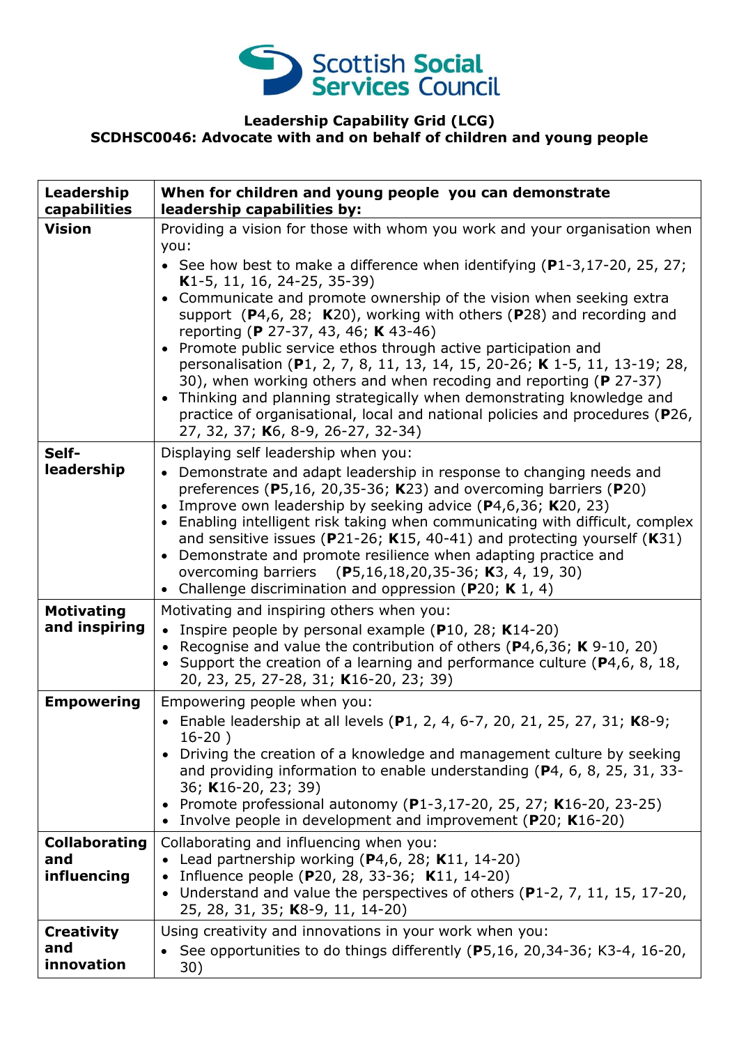Scottish Social Services Council

**Leadership Capability Grid (LCG)**
**SCDHSC0046: Advocate with and on behalf of children and young people**

| **Leadership capabilities** | **When for children and young people you can demonstrate leadership capabilities by:** |
|---|---|
| **Vision** | Providing a vision for those with whom you work and your organisation when you:<br>• See how best to make a difference when identifying (**P**1-3,17-20, 25, 27; **K**1-5, 11, 16, 24-25, 35-39)<br>• Communicate and promote ownership of the vision when seeking extra support (**P**4,6, 28; **K**20), working with others (**P**28) and recording and reporting (**P** 27-37, 43, 46; **K** 43-46)<br>• Promote public service ethos through active participation and personalisation (**P**1, 2, 7, 8, 11, 13, 14, 15, 20-26; **K** 1-5, 11, 13-19; 28, 30), when working others and when recoding and reporting (**P** 27-37)<br>• Thinking and planning strategically when demonstrating knowledge and practice of organisational, local and national policies and procedures (**P**26, 27, 32, 37; **K**6, 8-9, 26-27, 32-34) |
| **Self-leadership** | Displaying self leadership when you:<br>• Demonstrate and adapt leadership in response to changing needs and preferences (**P**5,16, 20,35-36; **K**23) and overcoming barriers (**P**20)<br>• Improve own leadership by seeking advice (**P**4,6,36; **K**20, 23)<br>• Enabling intelligent risk taking when communicating with difficult, complex and sensitive issues (**P**21-26; **K**15, 40-41) and protecting yourself (**K**31)<br>• Demonstrate and promote resilience when adapting practice and overcoming barriers (**P**5,16,18,20,35-36; **K**3, 4, 19, 30)<br>• Challenge discrimination and oppression (**P**20; **K** 1, 4) |
| **Motivating and inspiring** | Motivating and inspiring others when you:<br>• Inspire people by personal example (**P**10, 28; **K**14-20)<br>• Recognise and value the contribution of others (**P**4,6,36; **K** 9-10, 20)<br>• Support the creation of a learning and performance culture (**P**4,6, 8, 18, 20, 23, 25, 27-28, 31; **K**16-20, 23; 39) |
| **Empowering** | Empowering people when you:<br>• Enable leadership at all levels (**P**1, 2, 4, 6-7, 20, 21, 25, 27, 31; **K**8-9; 16-20 )<br>• Driving the creation of a knowledge and management culture by seeking and providing information to enable understanding (**P**4, 6, 8, 25, 31, 33-36; **K**16-20, 23; 39)<br>• Promote professional autonomy (**P**1-3,17-20, 25, 27; **K**16-20, 23-25)<br>• Involve people in development and improvement (**P**20; **K**16-20) |
| **Collaborating and influencing** | Collaborating and influencing when you:<br>• Lead partnership working (**P**4,6, 28; **K**11, 14-20)<br>• Influence people (**P**20, 28, 33-36; **K**11, 14-20)<br>• Understand and value the perspectives of others (**P**1-2, 7, 11, 15, 17-20, 25, 28, 31, 35; **K**8-9, 11, 14-20) |
| **Creativity and innovation** | Using creativity and innovations in your work when you:<br>• See opportunities to do things differently (**P**5,16, 20,34-36; K3-4, 16-20, 30) |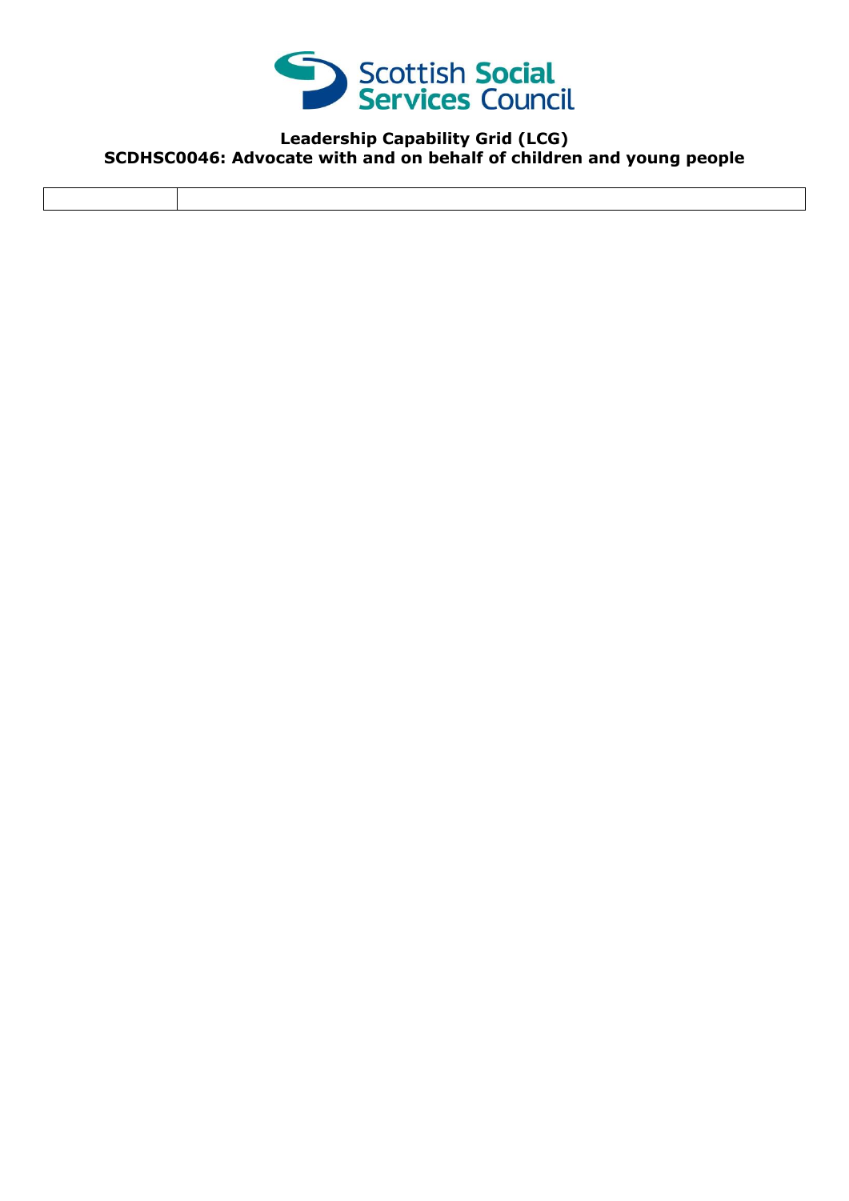**Leadership Capability Grid (LCG)**
**SCDHSC0046: Advocate with and on behalf of children and young people**

| | |
|---|---|
| | |